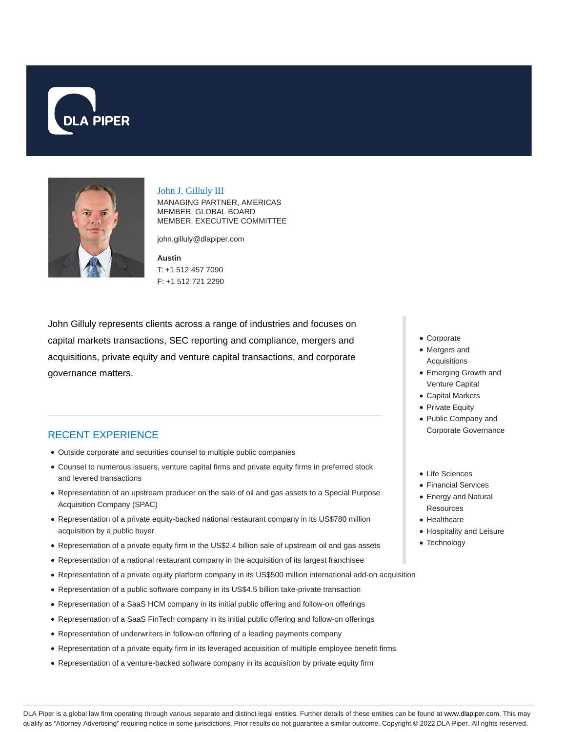DLA PIPER

# John J. Gilluly III

MANAGING PARTNER, AMERICAS
MEMBER, GLOBAL BOARD
MEMBER, EXECUTIVE COMMITTEE

john.gilluly@dlapiper.com

**Austin**
T: +1 512 457 7090
F: +1 512 721 2290

John Gilluly represents clients across a range of industries and focuses on capital markets transactions, SEC reporting and compliance, mergers and acquisitions, private equity and venture capital transactions, and corporate governance matters.

- Corporate
- Mergers and Acquisitions
- Emerging Growth and Venture Capital
- Capital Markets
- Private Equity
- Public Company and Corporate Governance

- Life Sciences
- Financial Services
- Energy and Natural Resources
- Healthcare
- Hospitality and Leisure
- Technology

## RECENT EXPERIENCE

- Outside corporate and securities counsel to multiple public companies
- Counsel to numerous issuers, venture capital firms and private equity firms in preferred stock and levered transactions
- Representation of an upstream producer on the sale of oil and gas assets to a Special Purpose Acquisition Company (SPAC)
- Representation of a private equity-backed national restaurant company in its US$780 million acquisition by a public buyer
- Representation of a private equity firm in the US$2.4 billion sale of upstream oil and gas assets
- Representation of a national restaurant company in the acquisition of its largest franchisee
- Representation of a private equity platform company in its US$500 million international add-on acquisition
- Representation of a public software company in its US$4.5 billion take-private transaction
- Representation of a SaaS HCM company in its initial public offering and follow-on offerings
- Representation of a SaaS FinTech company in its initial public offering and follow-on offerings
- Representation of underwriters in follow-on offering of a leading payments company
- Representation of a private equity firm in its leveraged acquisition of multiple employee benefit firms
- Representation of a venture-backed software company in its acquisition by private equity firm

DLA Piper is a global law firm operating through various separate and distinct legal entities. Further details of these entities can be found at www.dlapiper.com. This may qualify as "Attorney Advertising" requiring notice in some jurisdictions. Prior results do not guarantee a similar outcome. Copyright © 2022 DLA Piper. All rights reserved.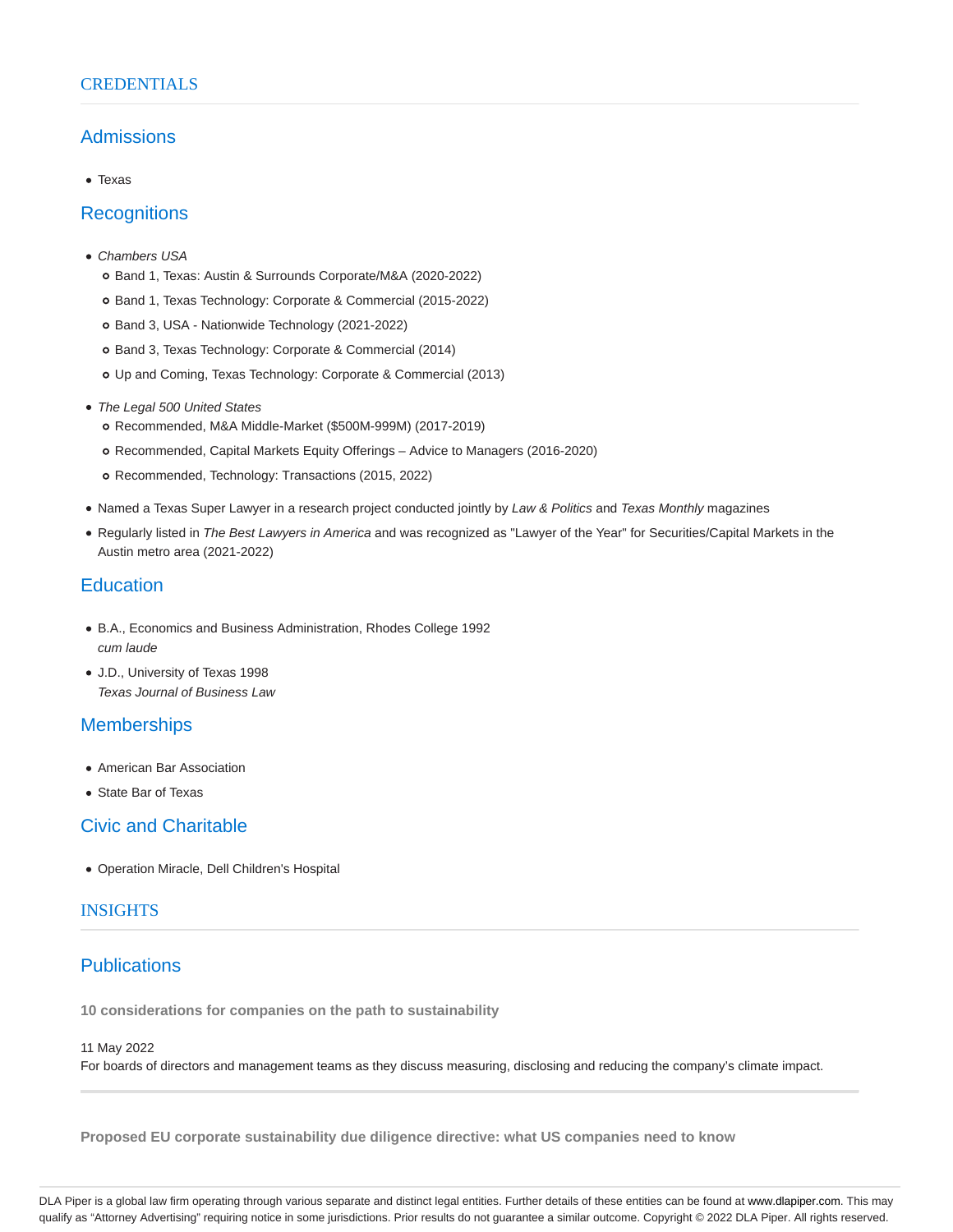# CREDENTIALS

## Admissions

- Texas

## Recognitions

- *Chambers USA*
  - Band 1, Texas: Austin & Surrounds Corporate/M&A (2020-2022)
  - Band 1, Texas Technology: Corporate & Commercial (2015-2022)
  - Band 3, USA - Nationwide Technology (2021-2022)
  - Band 3, Texas Technology: Corporate & Commercial (2014)
  - Up and Coming, Texas Technology: Corporate & Commercial (2013)
- *The Legal 500 United States*
  - Recommended, M&A Middle-Market ($500M-999M) (2017-2019)
  - Recommended, Capital Markets Equity Offerings – Advice to Managers (2016-2020)
  - Recommended, Technology: Transactions (2015, 2022)
- Named a Texas Super Lawyer in a research project conducted jointly by *Law & Politics* and *Texas Monthly* magazines
- Regularly listed in *The Best Lawyers in America* and was recognized as "Lawyer of the Year" for Securities/Capital Markets in the Austin metro area (2021-2022)

## Education

- B.A., Economics and Business Administration, Rhodes College 1992
  *cum laude*
- J.D., University of Texas 1998
  *Texas Journal of Business Law*

## Memberships

- American Bar Association
- State Bar of Texas

## Civic and Charitable

- Operation Miracle, Dell Children's Hospital

# INSIGHTS

## Publications

**10 considerations for companies on the path to sustainability**

11 May 2022
For boards of directors and management teams as they discuss measuring, disclosing and reducing the company's climate impact.

---

**Proposed EU corporate sustainability due diligence directive: what US companies need to know**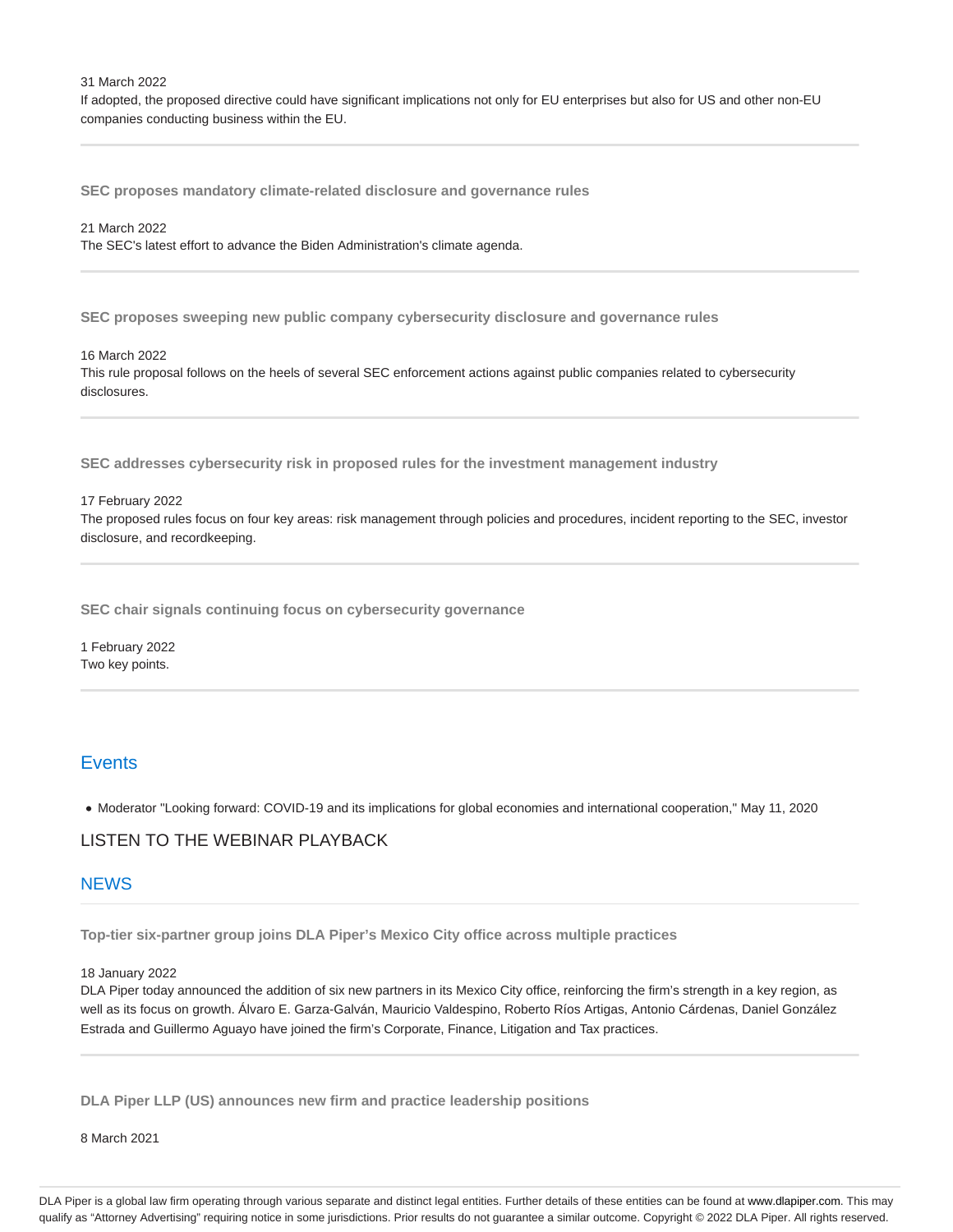31 March 2022
If adopted, the proposed directive could have significant implications not only for EU enterprises but also for US and other non-EU companies conducting business within the EU.

---

**SEC proposes mandatory climate-related disclosure and governance rules**

21 March 2022
The SEC's latest effort to advance the Biden Administration's climate agenda.

---

**SEC proposes sweeping new public company cybersecurity disclosure and governance rules**

16 March 2022
This rule proposal follows on the heels of several SEC enforcement actions against public companies related to cybersecurity disclosures.

---

**SEC addresses cybersecurity risk in proposed rules for the investment management industry**

17 February 2022
The proposed rules focus on four key areas: risk management through policies and procedures, incident reporting to the SEC, investor disclosure, and recordkeeping.

---

**SEC chair signals continuing focus on cybersecurity governance**

1 February 2022
Two key points.

---

## Events

- Moderator "Looking forward: COVID-19 and its implications for global economies and international cooperation," May 11, 2020

LISTEN TO THE WEBINAR PLAYBACK

## NEWS

---

**Top-tier six-partner group joins DLA Piper's Mexico City office across multiple practices**

18 January 2022
DLA Piper today announced the addition of six new partners in its Mexico City office, reinforcing the firm's strength in a key region, as well as its focus on growth. Álvaro E. Garza-Galván, Mauricio Valdespino, Roberto Ríos Artigas, Antonio Cárdenas, Daniel González Estrada and Guillermo Aguayo have joined the firm's Corporate, Finance, Litigation and Tax practices.

---

**DLA Piper LLP (US) announces new firm and practice leadership positions**

8 March 2021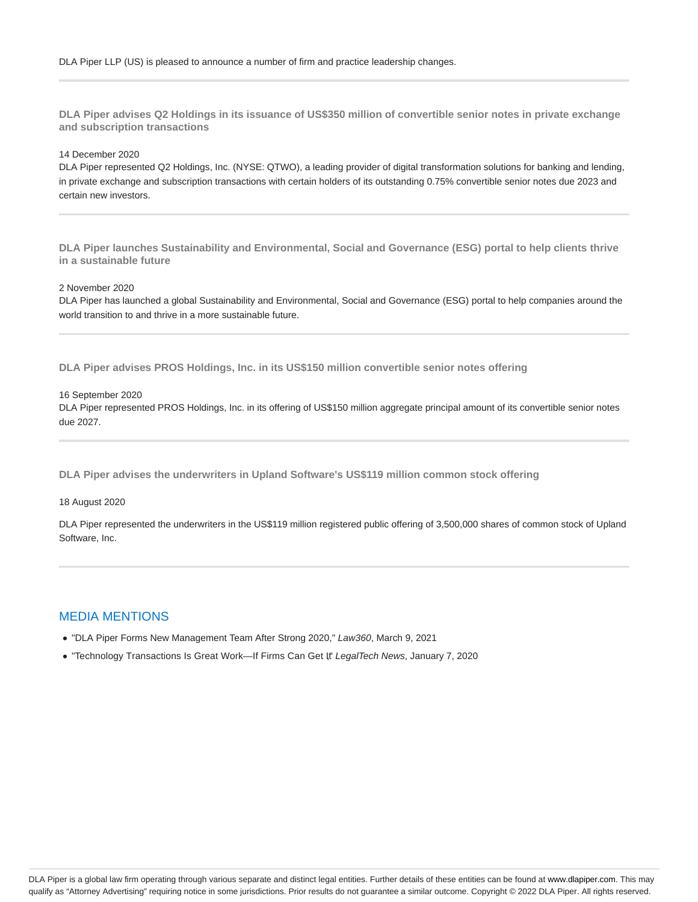DLA Piper LLP (US) is pleased to announce a number of firm and practice leadership changes.

---

**DLA Piper advises Q2 Holdings in its issuance of US$350 million of convertible senior notes in private exchange and subscription transactions**

14 December 2020

DLA Piper represented Q2 Holdings, Inc. (NYSE: QTWO), a leading provider of digital transformation solutions for banking and lending, in private exchange and subscription transactions with certain holders of its outstanding 0.75% convertible senior notes due 2023 and certain new investors.

---

**DLA Piper launches Sustainability and Environmental, Social and Governance (ESG) portal to help clients thrive in a sustainable future**

2 November 2020

DLA Piper has launched a global Sustainability and Environmental, Social and Governance (ESG) portal to help companies around the world transition to and thrive in a more sustainable future.

---

**DLA Piper advises PROS Holdings, Inc. in its US$150 million convertible senior notes offering**

16 September 2020

DLA Piper represented PROS Holdings, Inc. in its offering of US$150 million aggregate principal amount of its convertible senior notes due 2027.

---

**DLA Piper advises the underwriters in Upland Software's US$119 million common stock offering**

18 August 2020

DLA Piper represented the underwriters in the US$119 million registered public offering of 3,500,000 shares of common stock of Upland Software, Inc.

---

## MEDIA MENTIONS

- "DLA Piper Forms New Management Team After Strong 2020," *Law360*, March 9, 2021
- "Technology Transactions Is Great Work—If Firms Can Get It" *LegalTech News*, January 7, 2020

DLA Piper is a global law firm operating through various separate and distinct legal entities. Further details of these entities can be found at www.dlapiper.com. This may qualify as "Attorney Advertising" requiring notice in some jurisdictions. Prior results do not guarantee a similar outcome. Copyright © 2022 DLA Piper. All rights reserved.